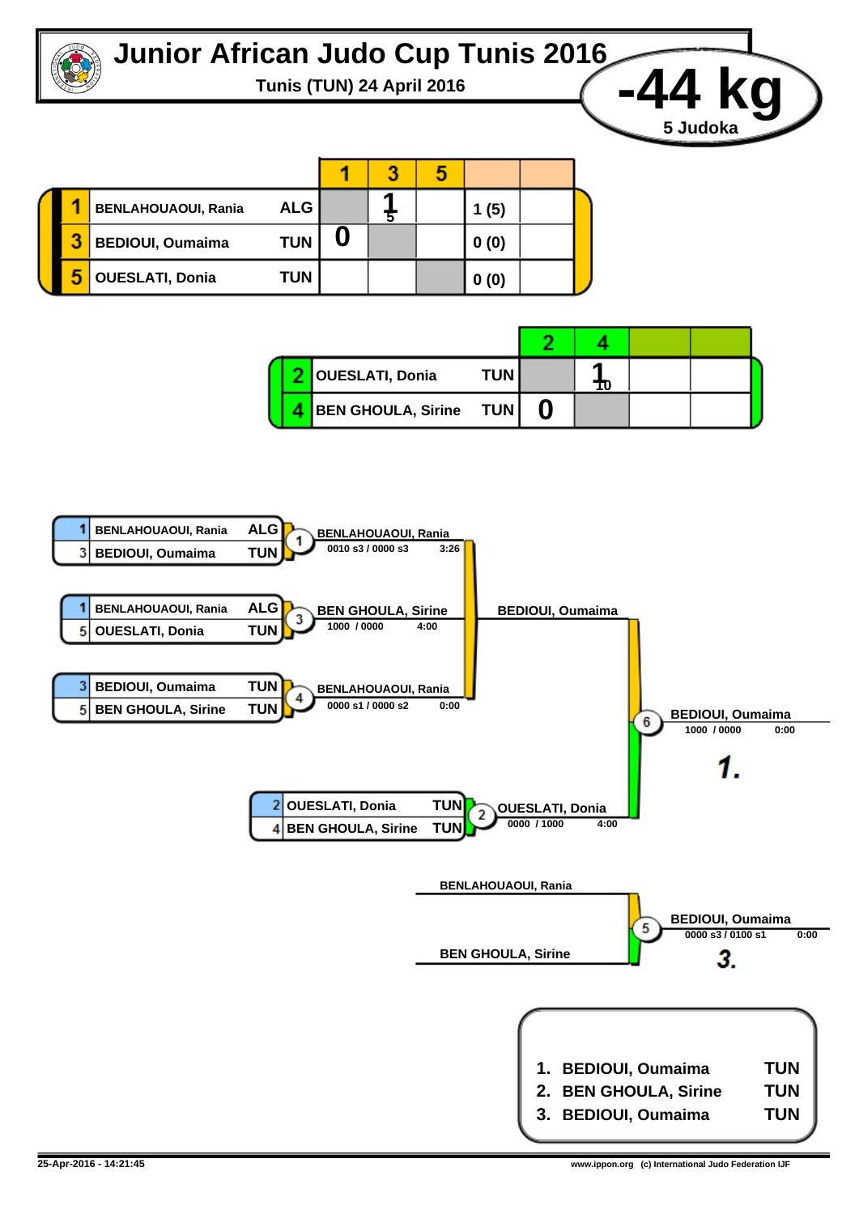# Junior African Judo Cup Tunis 2016

**Tunis (TUN) 24 April 2016**

## -44 kg

**5 Judoka**

### Pool A

| # | Name | Nation | 1 | 3 | 5 | Score |  |
|---|---|---|---|---|---|---|---|
| 1 | BENLAHOUAOUI, Rania | ALG |  | 1 (5) |  | 1 (5) |  |
| 3 | BEDIOUI, Oumaima | TUN | 0 |  |  | 0 (0) |  |
| 5 | OUESLATI, Donia | TUN |  |  |  | 0 (0) |  |

### Pool B

| # | Name | Nation | 2 | 4 |  |  |
|---|---|---|---|---|---|---|
| 2 | OUESLATI, Donia | TUN |  | 1 (10) |  |  |
| 4 | BEN GHOULA, Sirine | TUN | 0 |  |  |  |

### Contests

| Contest | Judoka 1 | Nation | Judoka 2 | Nation | Winner | Score | Time |
|---|---|---|---|---|---|---|---|
| 1 | BENLAHOUAOUI, Rania | ALG | BEDIOUI, Oumaima | TUN | BENLAHOUAOUI, Rania | 0010 s3 / 0000 s3 | 3:26 |
| 3 | BENLAHOUAOUI, Rania | ALG | OUESLATI, Donia | TUN | BEN GHOULA, Sirine | 1000 / 0000 | 4:00 |
| 4 | BEDIOUI, Oumaima | TUN | BEN GHOULA, Sirine | TUN | BENLAHOUAOUI, Rania | 0000 s1 / 0000 s2 | 0:00 |
| 2 | OUESLATI, Donia | TUN | BEN GHOULA, Sirine | TUN | OUESLATI, Donia | 0000 / 1000 | 4:00 |

### Final

| Contest | Judoka 1 | Judoka 2 | Winner | Score | Time |
|---|---|---|---|---|---|
| 6 | BEDIOUI, Oumaima | OUESLATI, Donia | BEDIOUI, Oumaima | 1000 / 0000 | 0:00 |

**1.**

### Bronze

| Contest | Judoka 1 | Judoka 2 | Winner | Score | Time |
|---|---|---|---|---|---|
| 5 | BENLAHOUAOUI, Rania | BEN GHOULA, Sirine | BEDIOUI, Oumaima | 0000 s3 / 0100 s1 | 0:00 |

**3.**

### Results

| Place | Name | Nation |
|---|---|---|
| 1. | BEDIOUI, Oumaima | TUN |
| 2. | BEN GHOULA, Sirine | TUN |
| 3. | BEDIOUI, Oumaima | TUN |

25-Apr-2016 - 14:21:45 — www.ippon.org (c) International Judo Federation IJF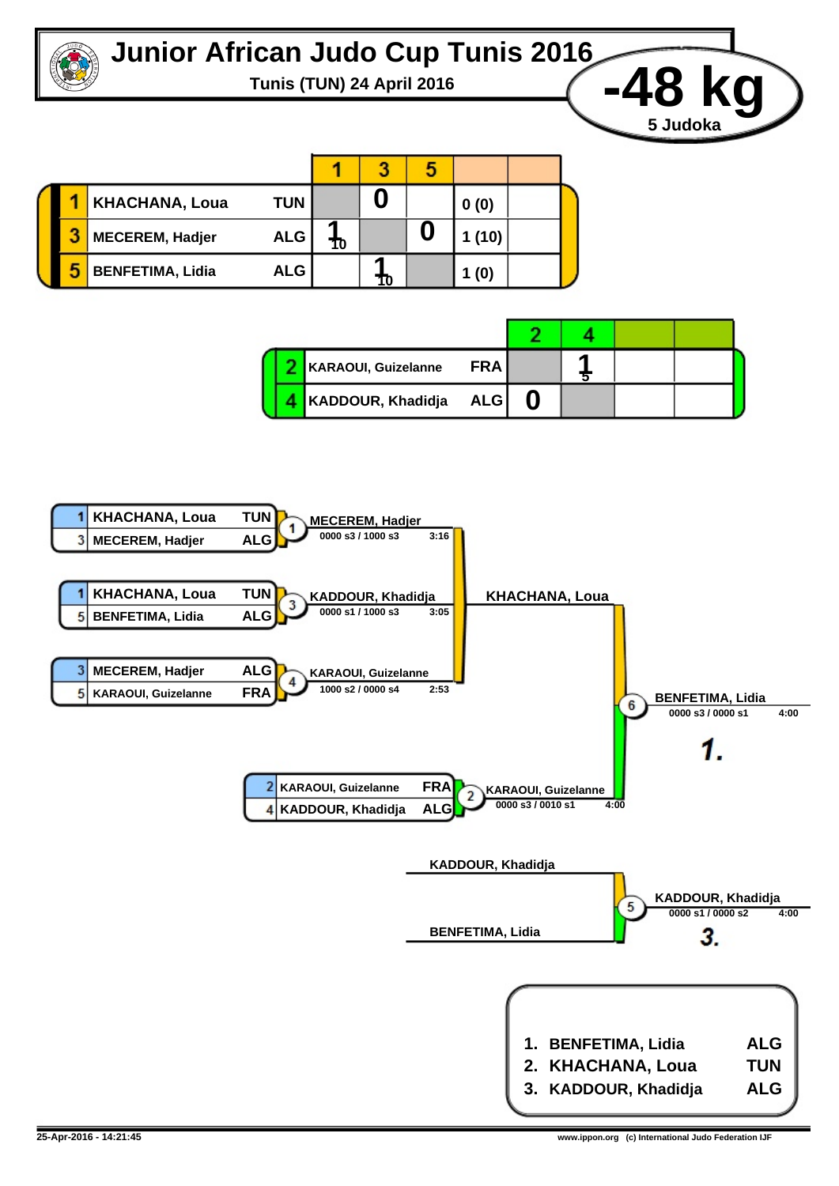# Junior African Judo Cup Tunis 2016

**Tunis (TUN) 24 April 2016**

## -48 kg

**5 Judoka**

### Pool A

| # | Name | Country | 1 | 3 | 5 | | |
|---|---|---|---|---|---|---|---|
| 1 | KHACHANA, Loua | TUN | | 0 | | 0 (0) | |
| 3 | MECEREM, Hadjer | ALG | 1 10 | | 0 | 1 (10) | |
| 5 | BENFETIMA, Lidia | ALG | | 1 10 | | 1 (0) | |

### Pool B

| # | Name | Country | 2 | 4 | | |
|---|---|---|---|---|---|---|
| 2 | KARAOUI, Guizelanne | FRA | | 1 5 | | |
| 4 | KADDOUR, Khadidja | ALG | 0 | | | |

### Contests

| Contest | Competitor 1 | Competitor 2 | Winner | Score | Time |
|---|---|---|---|---|---|
| 1 | KHACHANA, Loua (TUN) | MECEREM, Hadjer (ALG) | MECEREM, Hadjer | 0000 s3 / 1000 s3 | 3:16 |
| 3 | KHACHANA, Loua (TUN) | BENFETIMA, Lidia (ALG) | KADDOUR, Khadidja | 0000 s1 / 1000 s3 | 3:05 |
| 4 | MECEREM, Hadjer (ALG) | KARAOUI, Guizelanne (FRA) | KARAOUI, Guizelanne | 1000 s2 / 0000 s4 | 2:53 |
| 2 | KARAOUI, Guizelanne (FRA) | KADDOUR, Khadidja (ALG) | KARAOUI, Guizelanne | 0000 s3 / 0010 s1 | 4:00 |

### Final

| Contest | Competitor 1 | Competitor 2 | Winner | Score | Time |
|---|---|---|---|---|---|
| 6 | KHACHANA, Loua | KARAOUI, Guizelanne | BENFETIMA, Lidia | 0000 s3 / 0000 s1 | 4:00 |

**1.**

### Bronze

| Contest | Competitor 1 | Competitor 2 | Winner | Score | Time |
|---|---|---|---|---|---|
| 5 | KADDOUR, Khadidja | BENFETIMA, Lidia | KADDOUR, Khadidja | 0000 s1 / 0000 s2 | 4:00 |

**3.**

### Final Ranking

1. BENFETIMA, Lidia ALG
2. KHACHANA, Loua TUN
3. KADDOUR, Khadidja ALG

25-Apr-2016 - 14:21:45 www.ippon.org (c) International Judo Federation IJF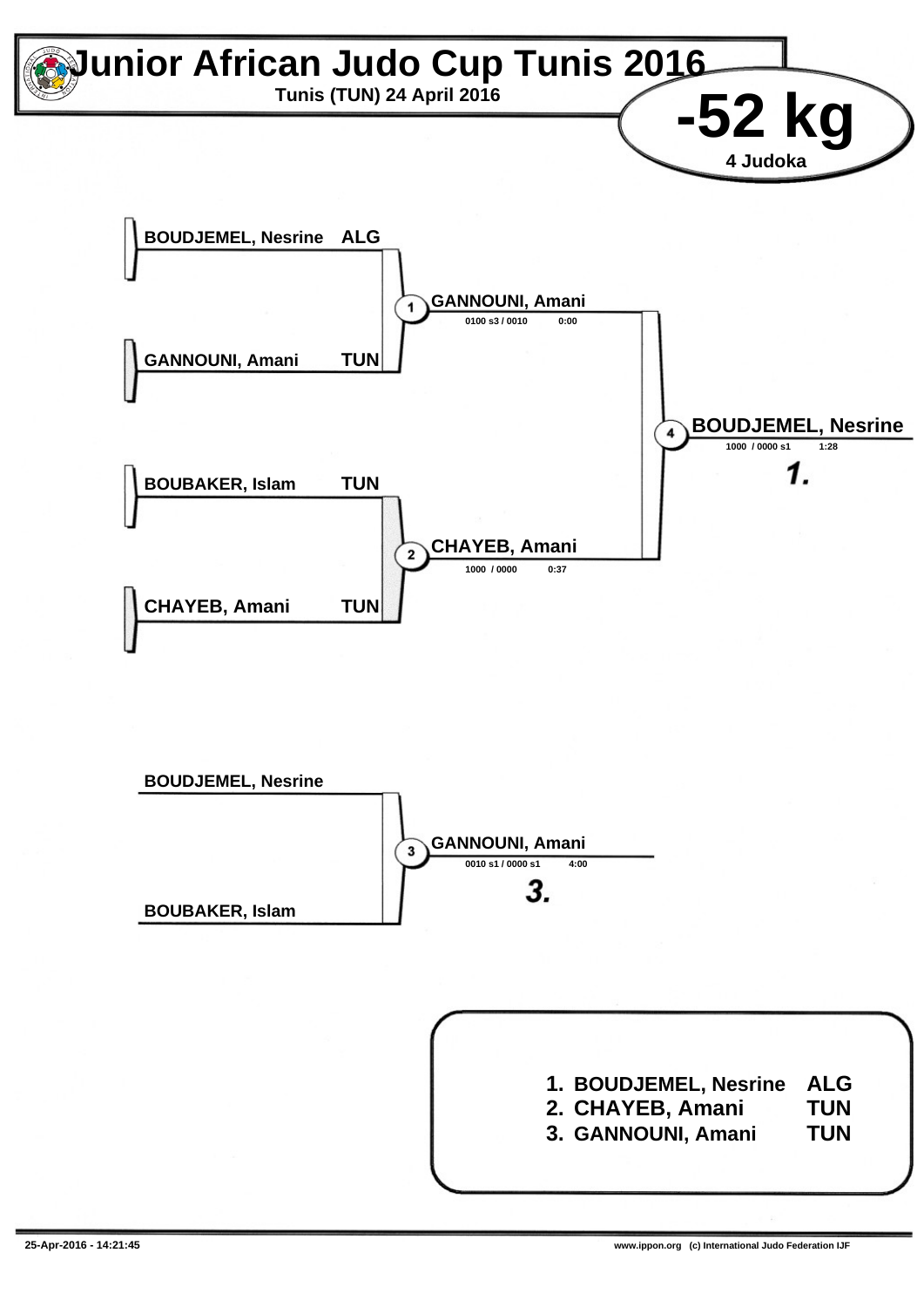# Junior African Judo Cup Tunis 2016

**Tunis (TUN) 24 April 2016**

## -52 kg

**4 Judoka**

| Competitor | Nation |
| --- | --- |
| BOUDJEMEL, Nesrine | ALG |
| GANNOUNI, Amani | TUN |
| BOUBAKER, Islam | TUN |
| CHAYEB, Amani | TUN |

**1** GANNOUNI, Amani — 0100 s3 / 0010 — 0:00

**2** CHAYEB, Amani — 1000 / 0000 — 0:37

**4** BOUDJEMEL, Nesrine — 1000 / 0000 s1 — 1:28

*1.*

BOUDJEMEL, Nesrine

BOUBAKER, Islam

**3** GANNOUNI, Amani — 0010 s1 / 0000 s1 — 4:00

*3.*

| Place | Name | Nation |
| --- | --- | --- |
| 1. | BOUDJEMEL, Nesrine | ALG |
| 2. | CHAYEB, Amani | TUN |
| 3. | GANNOUNI, Amani | TUN |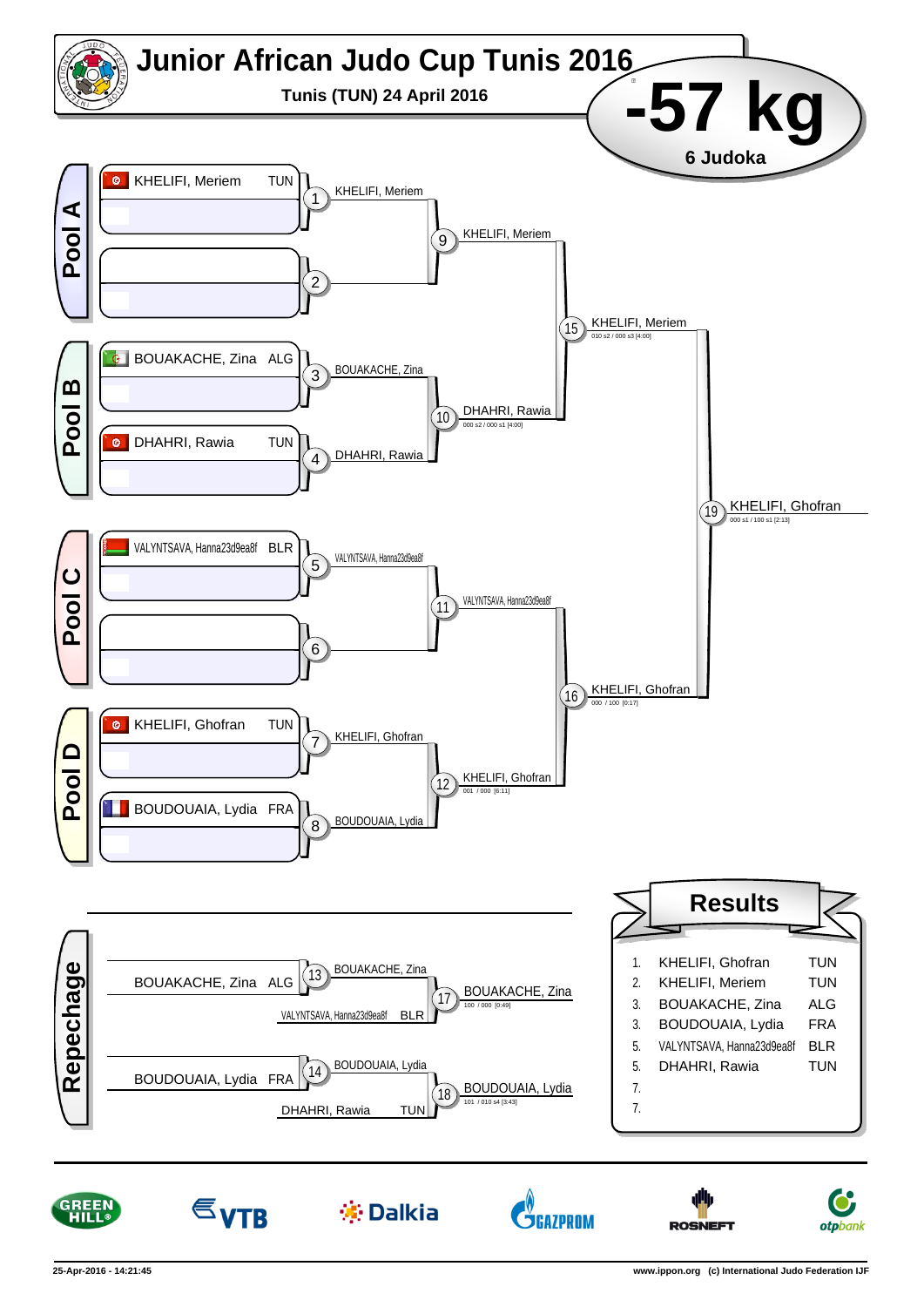# Junior African Judo Cup Tunis 2016

**Tunis (TUN) 24 April 2016**

# -57 kg

**6 Judoka**

## Pool A

- KHELIFI, Meriem TUN
- (1) KHELIFI, Meriem
- (2)
- (9) KHELIFI, Meriem

## Pool B

- BOUAKACHE, Zina ALG
- DHAHRI, Rawia TUN
- (3) BOUAKACHE, Zina
- (4) DHAHRI, Rawia
- (10) DHAHRI, Rawia — 000 s2 / 000 s1 [4:00]

(15) KHELIFI, Meriem — 010 s2 / 000 s3 [4:00]

## Pool C

- VALYNTSAVA, Hanna23d9ea8f BLR
- (5) VALYNTSAVA, Hanna23d9ea8f
- (6)
- (11) VALYNTSAVA, Hanna23d9ea8f

## Pool D

- KHELIFI, Ghofran TUN
- BOUDOUAIA, Lydia FRA
- (7) KHELIFI, Ghofran
- (8) BOUDOUAIA, Lydia
- (12) KHELIFI, Ghofran — 001 / 000 [6:11]

(16) KHELIFI, Ghofran — 000 / 100 [0:17]

(19) KHELIFI, Ghofran — 000 s1 / 100 s1 [2:13]

## Repechage

- (13) BOUAKACHE, Zina ALG vs VALYNTSAVA, Hanna23d9ea8f BLR — BOUAKACHE, Zina
- (17) BOUAKACHE, Zina — 100 / 000 [0:49]
- (14) BOUDOUAIA, Lydia FRA vs DHAHRI, Rawia TUN — BOUDOUAIA, Lydia
- (18) BOUDOUAIA, Lydia — 101 / 010 s4 [3:43]

## Results

| Rank | Name | Country |
|---|---|---|
| 1. | KHELIFI, Ghofran | TUN |
| 2. | KHELIFI, Meriem | TUN |
| 3. | BOUAKACHE, Zina | ALG |
| 3. | BOUDOUAIA, Lydia | FRA |
| 5. | VALYNTSAVA, Hanna23d9ea8f | BLR |
| 5. | DHAHRI, Rawia | TUN |
| 7. | | |
| 7. | | |

25-Apr-2016 - 14:21:45

www.ippon.org (c) International Judo Federation IJF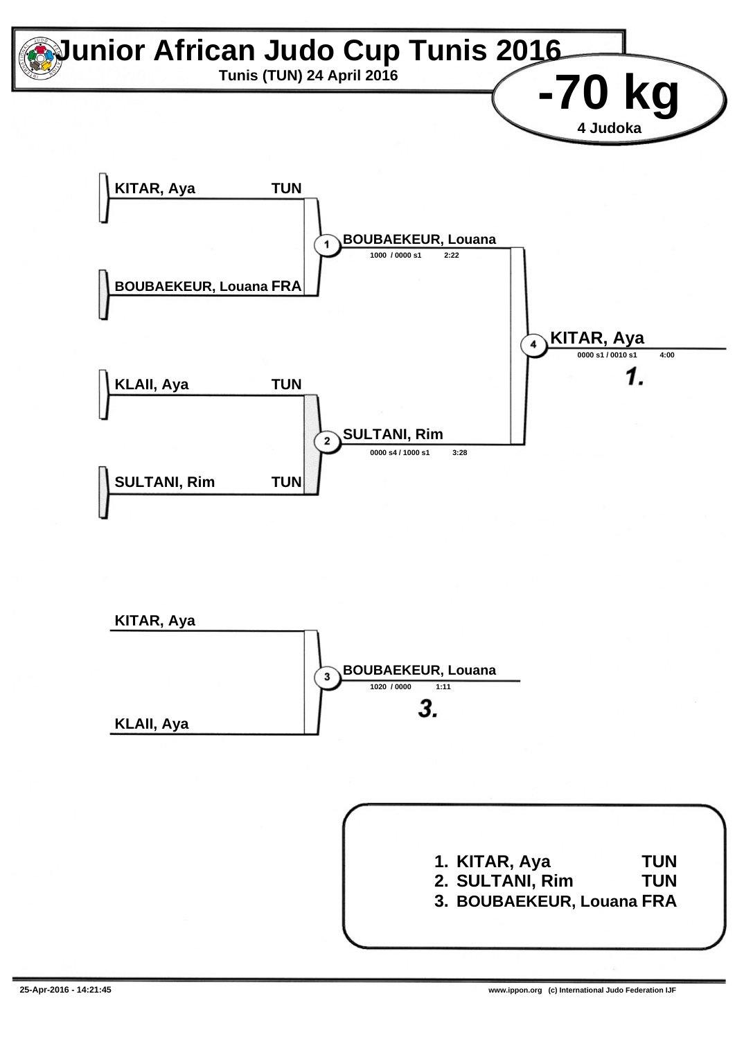# Junior African Judo Cup Tunis 2016

**Tunis (TUN) 24 April 2016**

## -70 kg

**4 Judoka**

KITAR, Aya TUN

BOUBAEKEUR, Louana FRA

1 **BOUBAEKEUR, Louana**
1000 / 0000 s1 2:22

KLAII, Aya TUN

SULTANI, Rim TUN

2 **SULTANI, Rim**
0000 s4 / 1000 s1 3:28

4 **KITAR, Aya**
0000 s1 / 0010 s1 4:00

*1.*

KITAR, Aya

KLAII, Aya

3 **BOUBAEKEUR, Louana**
1020 / 0000 1:11

*3.*

| | | |
|---|---|---|
| 1. | KITAR, Aya | TUN |
| 2. | SULTANI, Rim | TUN |
| 3. | BOUBAEKEUR, Louana | FRA |

25-Apr-2016 - 14:21:45 www.ippon.org (c) International Judo Federation IJF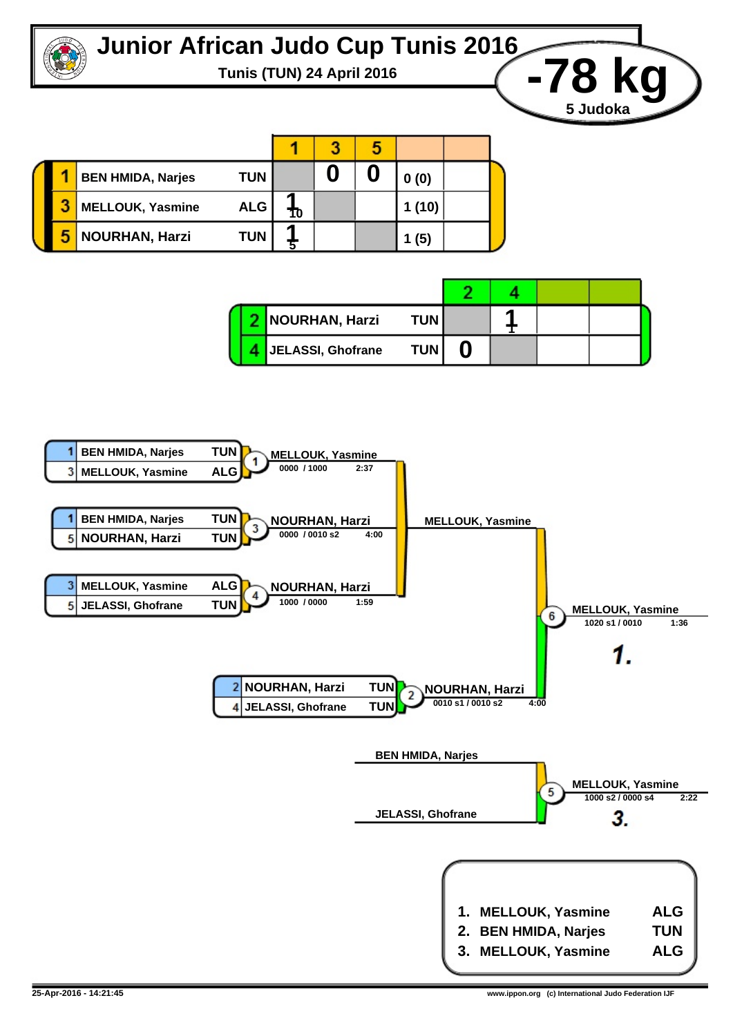# Junior African Judo Cup Tunis 2016

**Tunis (TUN) 24 April 2016**

## -78 kg

**5 Judoka**

### Pool A

| # | Name | Nation | 1 | 3 | 5 | | |
|---|---|---|---|---|---|---|---|
| 1 | BEN HMIDA, Narjes | TUN | | 0 | 0 | 0 (0) | |
| 3 | MELLOUK, Yasmine | ALG | 1 (10) | | | 1 (10) | |
| 5 | NOURHAN, Harzi | TUN | 1 (5) | | | 1 (5) | |

### Pool B

| # | Name | Nation | 2 | 4 | | |
|---|---|---|---|---|---|---|
| 2 | NOURHAN, Harzi | TUN | | 1 (1) | | |
| 4 | JELASSI, Ghofrane | TUN | 0 | | | |

### Contests

| Contest | Competitor 1 | Competitor 2 | Winner | Score | Time |
|---|---|---|---|---|---|
| 1 | 1 BEN HMIDA, Narjes (TUN) | 3 MELLOUK, Yasmine (ALG) | MELLOUK, Yasmine | 0000 / 1000 | 2:37 |
| 3 | 1 BEN HMIDA, Narjes (TUN) | 5 NOURHAN, Harzi (TUN) | NOURHAN, Harzi | 0000 / 0010 s2 | 4:00 |
| 4 | 3 MELLOUK, Yasmine (ALG) | 5 JELASSI, Ghofrane (TUN) | NOURHAN, Harzi | 1000 / 0000 | 1:59 |
| 2 | 2 NOURHAN, Harzi (TUN) | 4 JELASSI, Ghofrane (TUN) | NOURHAN, Harzi | 0010 s1 / 0010 s2 | 4:00 |
| 6 | MELLOUK, Yasmine | NOURHAN, Harzi | MELLOUK, Yasmine | 1020 s1 / 0010 | 1:36 |
| 5 | BEN HMIDA, Narjes | JELASSI, Ghofrane | MELLOUK, Yasmine | 1000 s2 / 0000 s4 | 2:22 |

Contest 6 result: **1.** — Contest 5 result: **3.**

### Final Results

1. MELLOUK, Yasmine — ALG
2. BEN HMIDA, Narjes — TUN
3. MELLOUK, Yasmine — ALG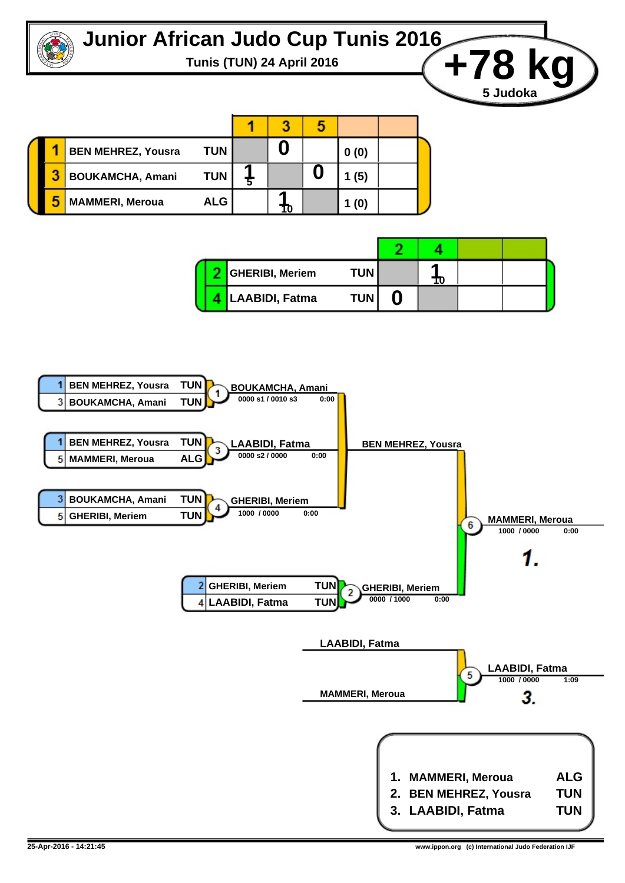# Junior African Judo Cup Tunis 2016

**Tunis (TUN) 24 April 2016**

# +78 kg

**5 Judoka**

| | | | 1 | 3 | 5 | | |
|---|---|---|---|---|---|---|---|
| 1 | BEN MEHREZ, Yousra | TUN | | 0 | | 0 (0) | |
| 3 | BOUKAMCHA, Amani | TUN | 1 (5) | | 0 | 1 (5) | |
| 5 | MAMMERI, Meroua | ALG | | 1 (10) | | 1 (0) | |

| | | | 2 | 4 | | |
|---|---|---|---|---|---|---|
| 2 | GHERIBI, Meriem | TUN | | 1 (10) | | |
| 4 | LAABIDI, Fatma | TUN | 0 | | | |

**Contest 1:** 1 BEN MEHREZ, Yousra (TUN) vs 3 BOUKAMCHA, Amani (TUN) — Winner: BOUKAMCHA, Amani — 0000 s1 / 0010 s3 — 0:00

**Contest 3:** 1 BEN MEHREZ, Yousra (TUN) vs 5 MAMMERI, Meroua (ALG) — Winner: LAABIDI, Fatma — 0000 s2 / 0000 — 0:00

**Contest 4:** 3 BOUKAMCHA, Amani (TUN) vs 5 GHERIBI, Meriem (TUN) — Winner: GHERIBI, Meriem — 1000 / 0000 — 0:00

Pool winner: BEN MEHREZ, Yousra

**Contest 2:** 2 GHERIBI, Meriem (TUN) vs 4 LAABIDI, Fatma (TUN) — Winner: GHERIBI, Meriem — 0000 / 1000 — 0:00

**Contest 6:** BEN MEHREZ, Yousra vs GHERIBI, Meriem — Winner: MAMMERI, Meroua — 1000 / 0000 — 0:00 — **1.**

**Contest 5:** LAABIDI, Fatma vs MAMMERI, Meroua — Winner: LAABIDI, Fatma — 1000 / 0000 — 1:09 — **3.**

| | | |
|---|---|---|
| 1. | MAMMERI, Meroua | ALG |
| 2. | BEN MEHREZ, Yousra | TUN |
| 3. | LAABIDI, Fatma | TUN |

25-Apr-2016 - 14:21:45

www.ippon.org (c) International Judo Federation IJF